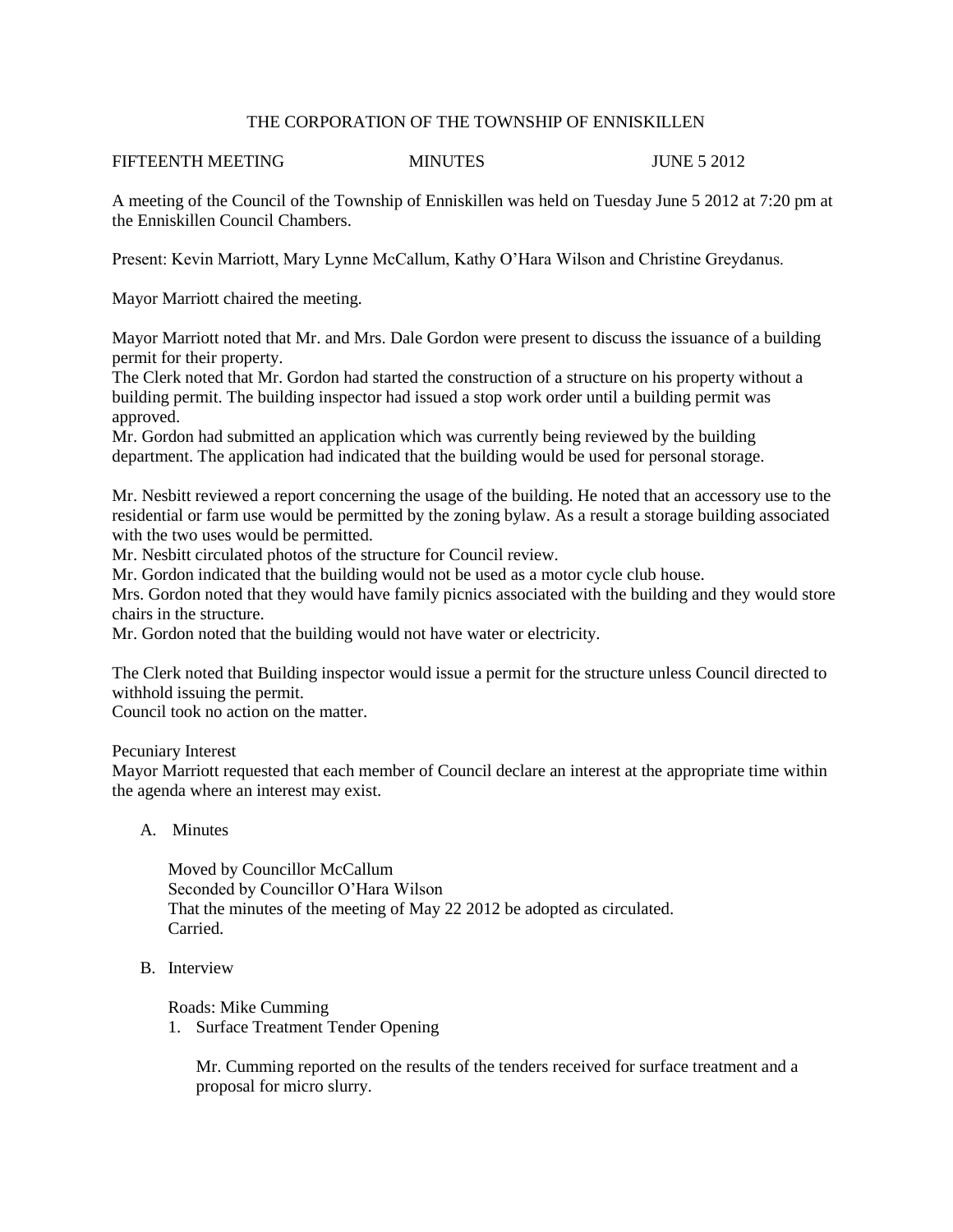# THE CORPORATION OF THE TOWNSHIP OF ENNISKILLEN

FIFTEENTH MEETING MINUTES JUNE 5 2012

A meeting of the Council of the Township of Enniskillen was held on Tuesday June 5 2012 at 7:20 pm at the Enniskillen Council Chambers.

Present: Kevin Marriott, Mary Lynne McCallum, Kathy O'Hara Wilson and Christine Greydanus.

Mayor Marriott chaired the meeting.

Mayor Marriott noted that Mr. and Mrs. Dale Gordon were present to discuss the issuance of a building permit for their property.
The Clerk noted that Mr. Gordon had started the construction of a structure on his property without a building permit. The building inspector had issued a stop work order until a building permit was approved.
Mr. Gordon had submitted an application which was currently being reviewed by the building department. The application had indicated that the building would be used for personal storage.

Mr. Nesbitt reviewed a report concerning the usage of the building. He noted that an accessory use to the residential or farm use would be permitted by the zoning bylaw. As a result a storage building associated with the two uses would be permitted.
Mr. Nesbitt circulated photos of the structure for Council review.
Mr. Gordon indicated that the building would not be used as a motor cycle club house.
Mrs. Gordon noted that they would have family picnics associated with the building and they would store chairs in the structure.
Mr. Gordon noted that the building would not have water or electricity.

The Clerk noted that Building inspector would issue a permit for the structure unless Council directed to withhold issuing the permit.
Council took no action on the matter.

Pecuniary Interest
Mayor Marriott requested that each member of Council declare an interest at the appropriate time within the agenda where an interest may exist.

A. Minutes

Moved by Councillor McCallum
Seconded by Councillor O'Hara Wilson
That the minutes of the meeting of May 22 2012 be adopted as circulated.
Carried.

B. Interview

Roads: Mike Cumming

1. Surface Treatment Tender Opening

   Mr. Cumming reported on the results of the tenders received for surface treatment and a proposal for micro slurry.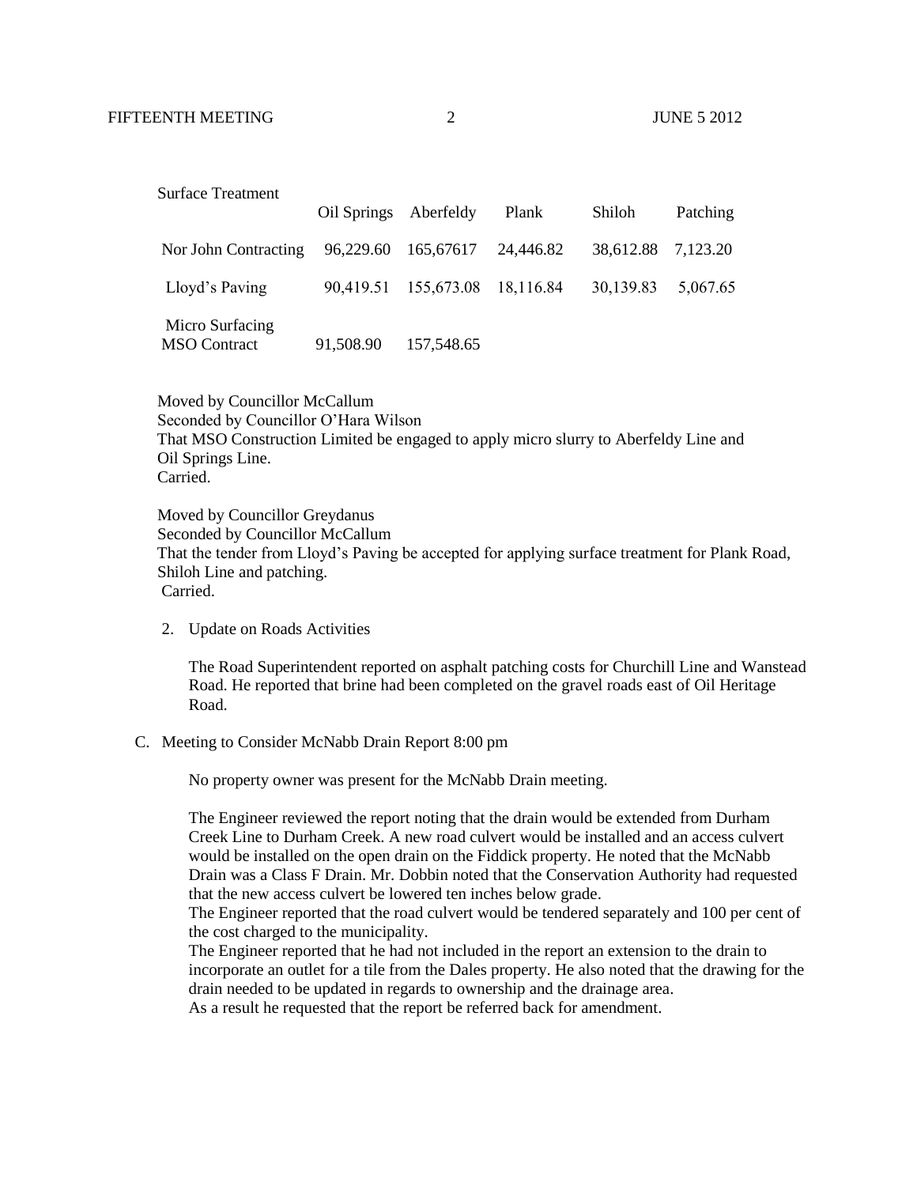| Surface Treatment | Oil Springs | Aberfeldy | Plank | Shiloh | Patching |
|---|---|---|---|---|---|
| Nor John Contracting | 96,229.60 | 165,67617 | 24,446.82 | 38,612.88 | 7,123.20 |
| Lloyd's Paving | 90,419.51 | 155,673.08 | 18,116.84 | 30,139.83 | 5,067.65 |
| Micro Surfacing MSO Contract | 91,508.90 | 157,548.65 | | | |

Moved by Councillor McCallum
Seconded by Councillor O'Hara Wilson
That MSO Construction Limited be engaged to apply micro slurry to Aberfeldy Line and Oil Springs Line.
Carried.

Moved by Councillor Greydanus
Seconded by Councillor McCallum
That the tender from Lloyd's Paving be accepted for applying surface treatment for Plank Road, Shiloh Line and patching.
Carried.

2. Update on Roads Activities

The Road Superintendent reported on asphalt patching costs for Churchill Line and Wanstead Road. He reported that brine had been completed on the gravel roads east of Oil Heritage Road.

C. Meeting to Consider McNabb Drain Report 8:00 pm

No property owner was present for the McNabb Drain meeting.

The Engineer reviewed the report noting that the drain would be extended from Durham Creek Line to Durham Creek. A new road culvert would be installed and an access culvert would be installed on the open drain on the Fiddick property. He noted that the McNabb Drain was a Class F Drain. Mr. Dobbin noted that the Conservation Authority had requested that the new access culvert be lowered ten inches below grade.
The Engineer reported that the road culvert would be tendered separately and 100 per cent of the cost charged to the municipality.
The Engineer reported that he had not included in the report an extension to the drain to incorporate an outlet for a tile from the Dales property. He also noted that the drawing for the drain needed to be updated in regards to ownership and the drainage area.
As a result he requested that the report be referred back for amendment.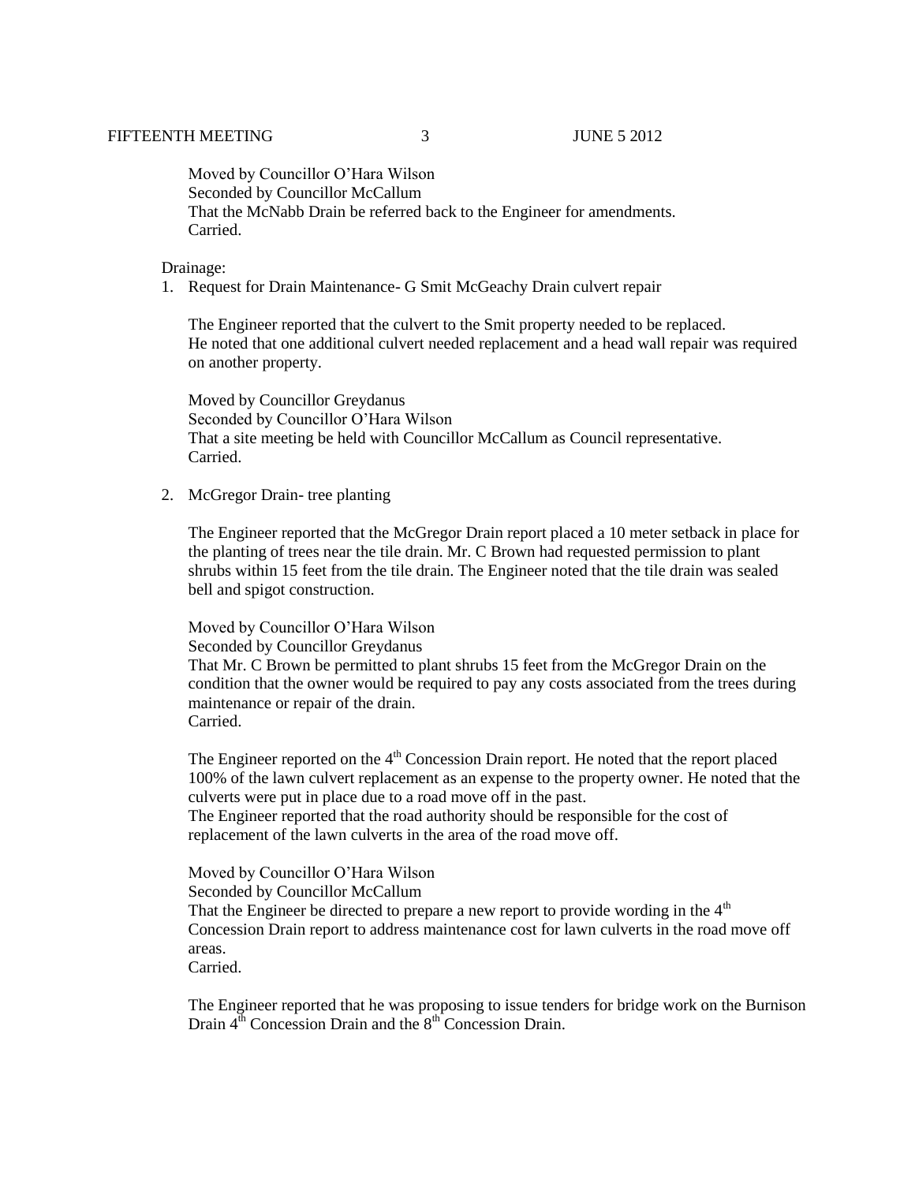Moved by Councillor O'Hara Wilson
Seconded by Councillor McCallum
That the McNabb Drain be referred back to the Engineer for amendments.
Carried.

Drainage:

1. Request for Drain Maintenance- G Smit McGeachy Drain culvert repair

   The Engineer reported that the culvert to the Smit property needed to be replaced.
   He noted that one additional culvert needed replacement and a head wall repair was required on another property.

   Moved by Councillor Greydanus
   Seconded by Councillor O'Hara Wilson
   That a site meeting be held with Councillor McCallum as Council representative.
   Carried.

2. McGregor Drain- tree planting

   The Engineer reported that the McGregor Drain report placed a 10 meter setback in place for the planting of trees near the tile drain. Mr. C Brown had requested permission to plant shrubs within 15 feet from the tile drain. The Engineer noted that the tile drain was sealed bell and spigot construction.

   Moved by Councillor O'Hara Wilson
   Seconded by Councillor Greydanus
   That Mr. C Brown be permitted to plant shrubs 15 feet from the McGregor Drain on the condition that the owner would be required to pay any costs associated from the trees during maintenance or repair of the drain.
   Carried.

   The Engineer reported on the 4th Concession Drain report. He noted that the report placed 100% of the lawn culvert replacement as an expense to the property owner. He noted that the culverts were put in place due to a road move off in the past.
   The Engineer reported that the road authority should be responsible for the cost of replacement of the lawn culverts in the area of the road move off.

   Moved by Councillor O'Hara Wilson
   Seconded by Councillor McCallum
   That the Engineer be directed to prepare a new report to provide wording in the 4th Concession Drain report to address maintenance cost for lawn culverts in the road move off areas.
   Carried.

   The Engineer reported that he was proposing to issue tenders for bridge work on the Burnison Drain 4th Concession Drain and the 8th Concession Drain.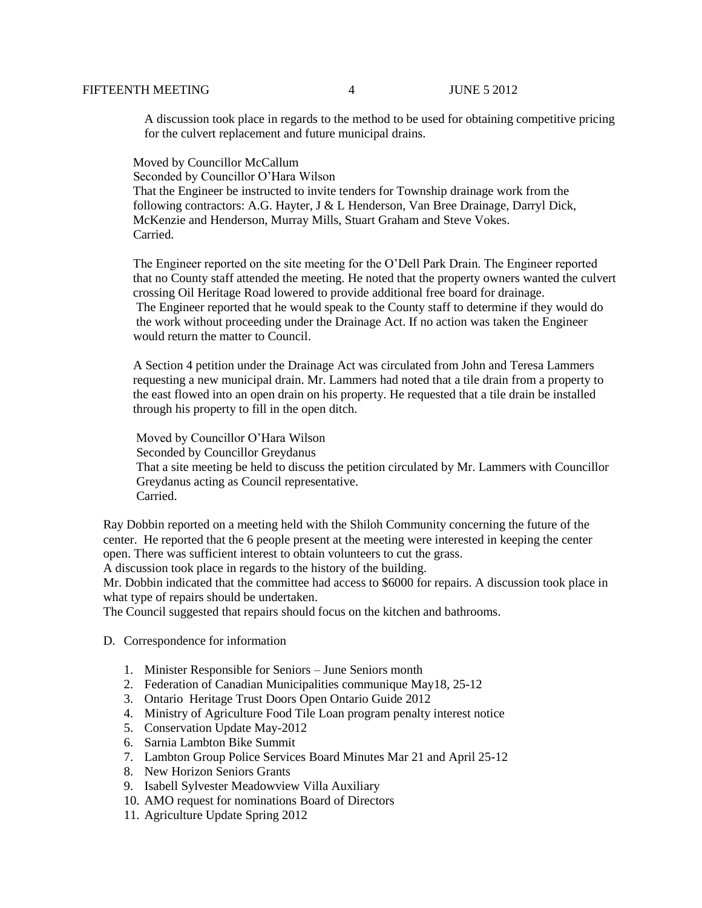A discussion took place in regards to the method to be used for obtaining competitive pricing for the culvert replacement and future municipal drains.

Moved by Councillor McCallum
Seconded by Councillor O'Hara Wilson
That the Engineer be instructed to invite tenders for Township drainage work from the following contractors: A.G. Hayter, J & L Henderson, Van Bree Drainage, Darryl Dick, McKenzie and Henderson, Murray Mills, Stuart Graham and Steve Vokes.
Carried.

The Engineer reported on the site meeting for the O'Dell Park Drain. The Engineer reported that no County staff attended the meeting. He noted that the property owners wanted the culvert crossing Oil Heritage Road lowered to provide additional free board for drainage.
The Engineer reported that he would speak to the County staff to determine if they would do the work without proceeding under the Drainage Act. If no action was taken the Engineer would return the matter to Council.

A Section 4 petition under the Drainage Act was circulated from John and Teresa Lammers requesting a new municipal drain. Mr. Lammers had noted that a tile drain from a property to the east flowed into an open drain on his property. He requested that a tile drain be installed through his property to fill in the open ditch.

Moved by Councillor O'Hara Wilson
Seconded by Councillor Greydanus
That a site meeting be held to discuss the petition circulated by Mr. Lammers with Councillor Greydanus acting as Council representative.
Carried.

Ray Dobbin reported on a meeting held with the Shiloh Community concerning the future of the center. He reported that the 6 people present at the meeting were interested in keeping the center open. There was sufficient interest to obtain volunteers to cut the grass.
A discussion took place in regards to the history of the building.
Mr. Dobbin indicated that the committee had access to $6000 for repairs. A discussion took place in what type of repairs should be undertaken.
The Council suggested that repairs should focus on the kitchen and bathrooms.

D. Correspondence for information

1. Minister Responsible for Seniors – June Seniors month
2. Federation of Canadian Municipalities communique May18, 25-12
3. Ontario Heritage Trust Doors Open Ontario Guide 2012
4. Ministry of Agriculture Food Tile Loan program penalty interest notice
5. Conservation Update May-2012
6. Sarnia Lambton Bike Summit
7. Lambton Group Police Services Board Minutes Mar 21 and April 25-12
8. New Horizon Seniors Grants
9. Isabell Sylvester Meadowview Villa Auxiliary
10. AMO request for nominations Board of Directors
11. Agriculture Update Spring 2012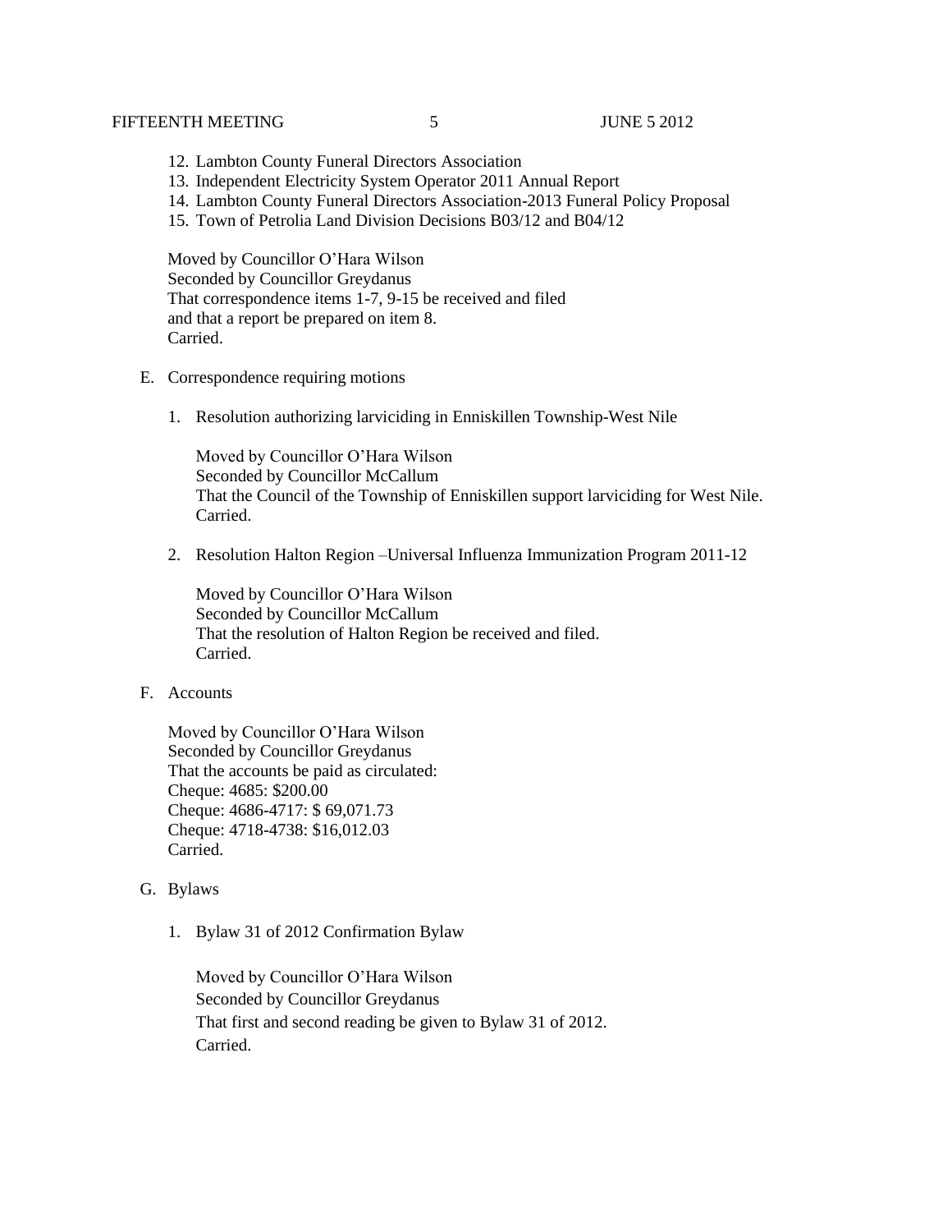12. Lambton County Funeral Directors Association
13. Independent Electricity System Operator 2011 Annual Report
14. Lambton County Funeral Directors Association-2013 Funeral Policy Proposal
15. Town of Petrolia Land Division Decisions B03/12 and B04/12

Moved by Councillor O'Hara Wilson
Seconded by Councillor Greydanus
That correspondence items 1-7, 9-15 be received and filed
and that a report be prepared on item 8.
Carried.

E. Correspondence requiring motions

1. Resolution authorizing larviciding in Enniskillen Township-West Nile

   Moved by Councillor O'Hara Wilson
   Seconded by Councillor McCallum
   That the Council of the Township of Enniskillen support larviciding for West Nile.
   Carried.

2. Resolution Halton Region –Universal Influenza Immunization Program 2011-12

   Moved by Councillor O'Hara Wilson
   Seconded by Councillor McCallum
   That the resolution of Halton Region be received and filed.
   Carried.

F. Accounts

Moved by Councillor O'Hara Wilson
Seconded by Councillor Greydanus
That the accounts be paid as circulated:
Cheque: 4685: $200.00
Cheque: 4686-4717: $ 69,071.73
Cheque: 4718-4738: $16,012.03
Carried.

G. Bylaws

1. Bylaw 31 of 2012 Confirmation Bylaw

   Moved by Councillor O'Hara Wilson
   Seconded by Councillor Greydanus
   That first and second reading be given to Bylaw 31 of 2012.
   Carried.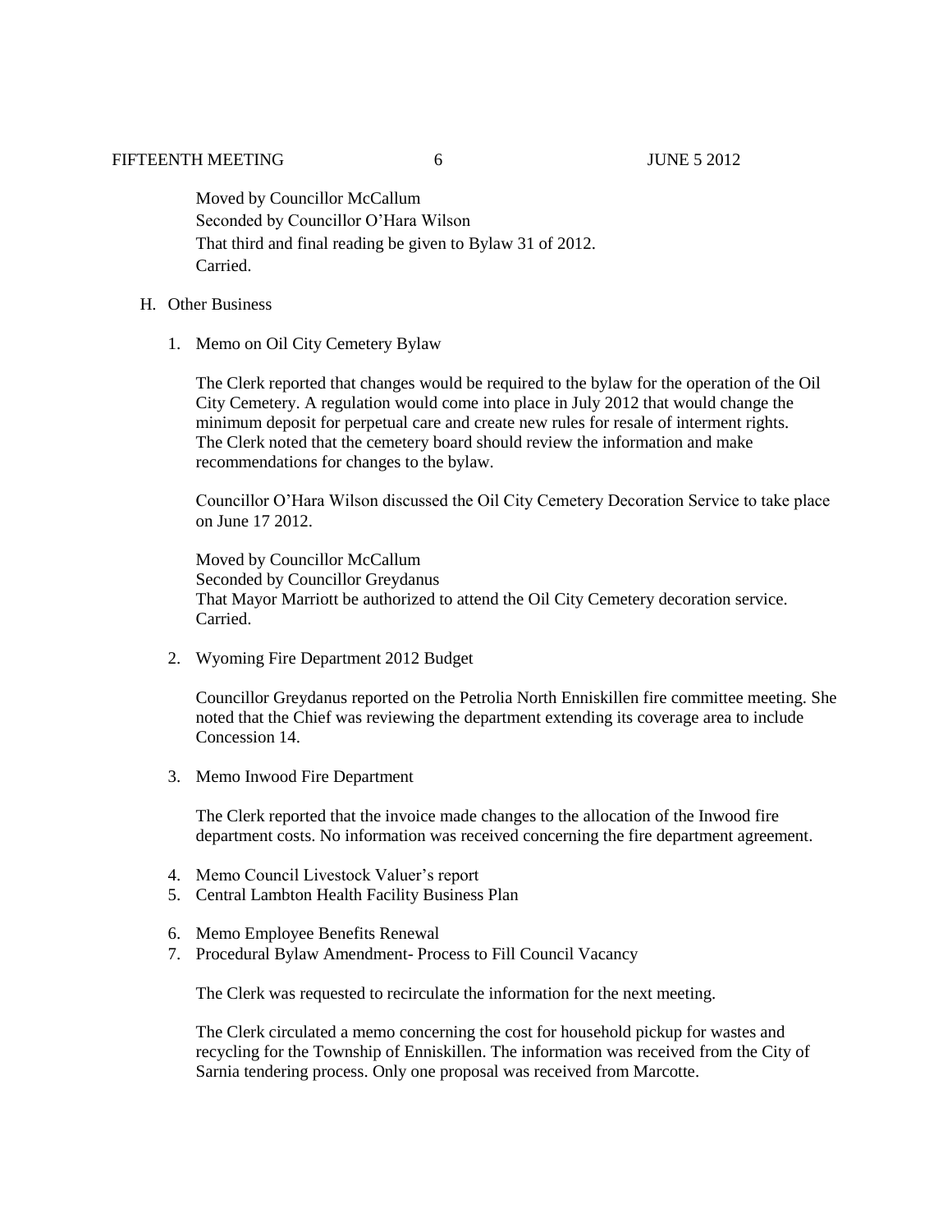Moved by Councillor McCallum
Seconded by Councillor O'Hara Wilson
That third and final reading be given to Bylaw 31 of 2012.
Carried.

H. Other Business

1. Memo on Oil City Cemetery Bylaw

   The Clerk reported that changes would be required to the bylaw for the operation of the Oil City Cemetery. A regulation would come into place in July 2012 that would change the minimum deposit for perpetual care and create new rules for resale of interment rights. The Clerk noted that the cemetery board should review the information and make recommendations for changes to the bylaw.

   Councillor O'Hara Wilson discussed the Oil City Cemetery Decoration Service to take place on June 17 2012.

   Moved by Councillor McCallum
   Seconded by Councillor Greydanus
   That Mayor Marriott be authorized to attend the Oil City Cemetery decoration service.
   Carried.

2. Wyoming Fire Department 2012 Budget

   Councillor Greydanus reported on the Petrolia North Enniskillen fire committee meeting. She noted that the Chief was reviewing the department extending its coverage area to include Concession 14.

3. Memo Inwood Fire Department

   The Clerk reported that the invoice made changes to the allocation of the Inwood fire department costs. No information was received concerning the fire department agreement.

4. Memo Council Livestock Valuer's report
5. Central Lambton Health Facility Business Plan

6. Memo Employee Benefits Renewal
7. Procedural Bylaw Amendment- Process to Fill Council Vacancy

   The Clerk was requested to recirculate the information for the next meeting.

   The Clerk circulated a memo concerning the cost for household pickup for wastes and recycling for the Township of Enniskillen. The information was received from the City of Sarnia tendering process. Only one proposal was received from Marcotte.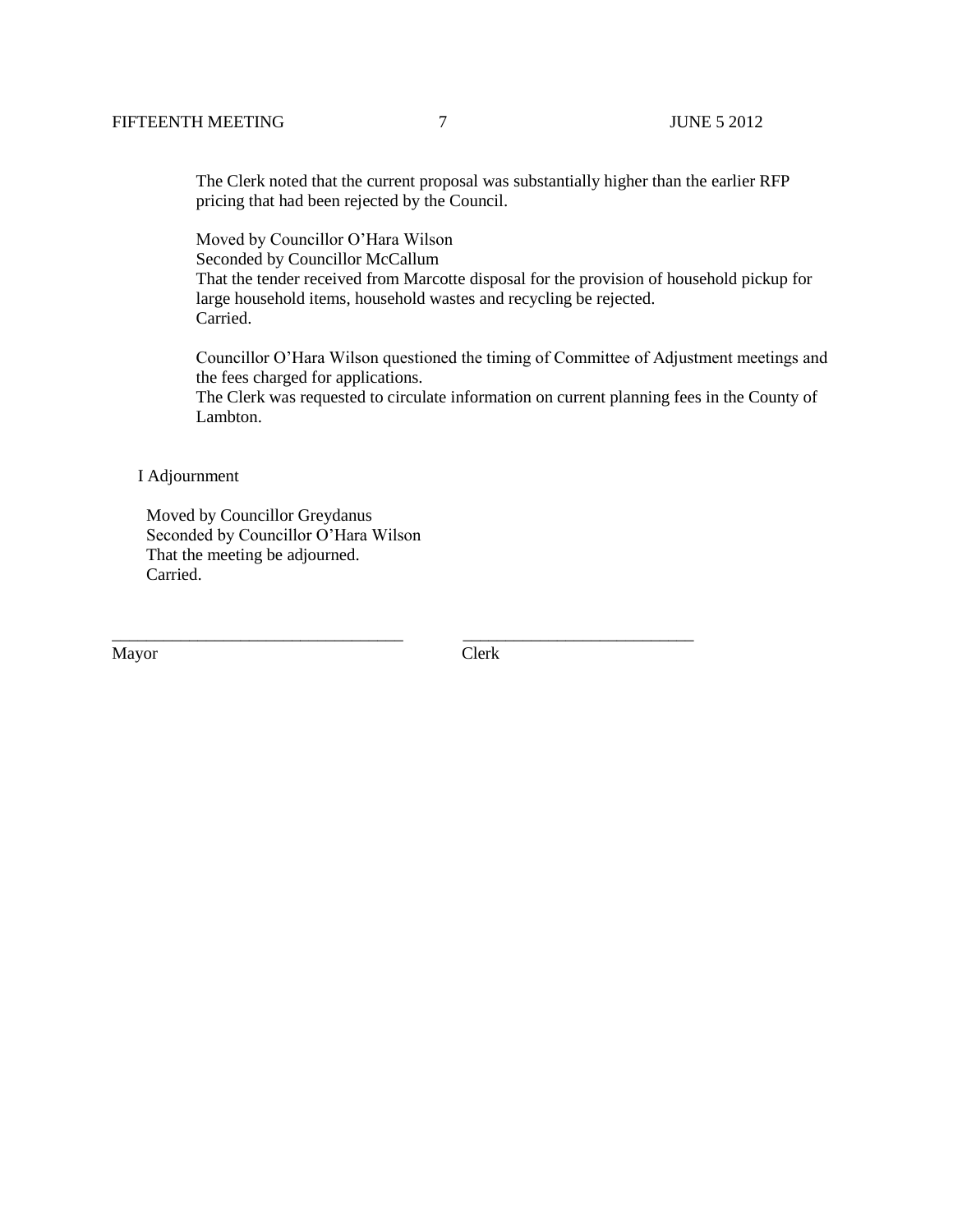The Clerk noted that the current proposal was substantially higher than the earlier RFP pricing that had been rejected by the Council.

Moved by Councillor O'Hara Wilson
Seconded by Councillor McCallum
That the tender received from Marcotte disposal for the provision of household pickup for large household items, household wastes and recycling be rejected.
Carried.

Councillor O'Hara Wilson questioned the timing of Committee of Adjustment meetings and the fees charged for applications.
The Clerk was requested to circulate information on current planning fees in the County of Lambton.

I Adjournment

Moved by Councillor Greydanus
Seconded by Councillor O'Hara Wilson
That the meeting be adjourned.
Carried.

\_\_\_\_\_\_\_\_\_\_\_\_\_\_\_\_\_\_\_\_\_\_\_\_\_\_\_\_\_\_\_\_\_\_ \_\_\_\_\_\_\_\_\_\_\_\_\_\_\_\_\_\_\_\_\_\_\_\_\_\_\_
Mayor Clerk